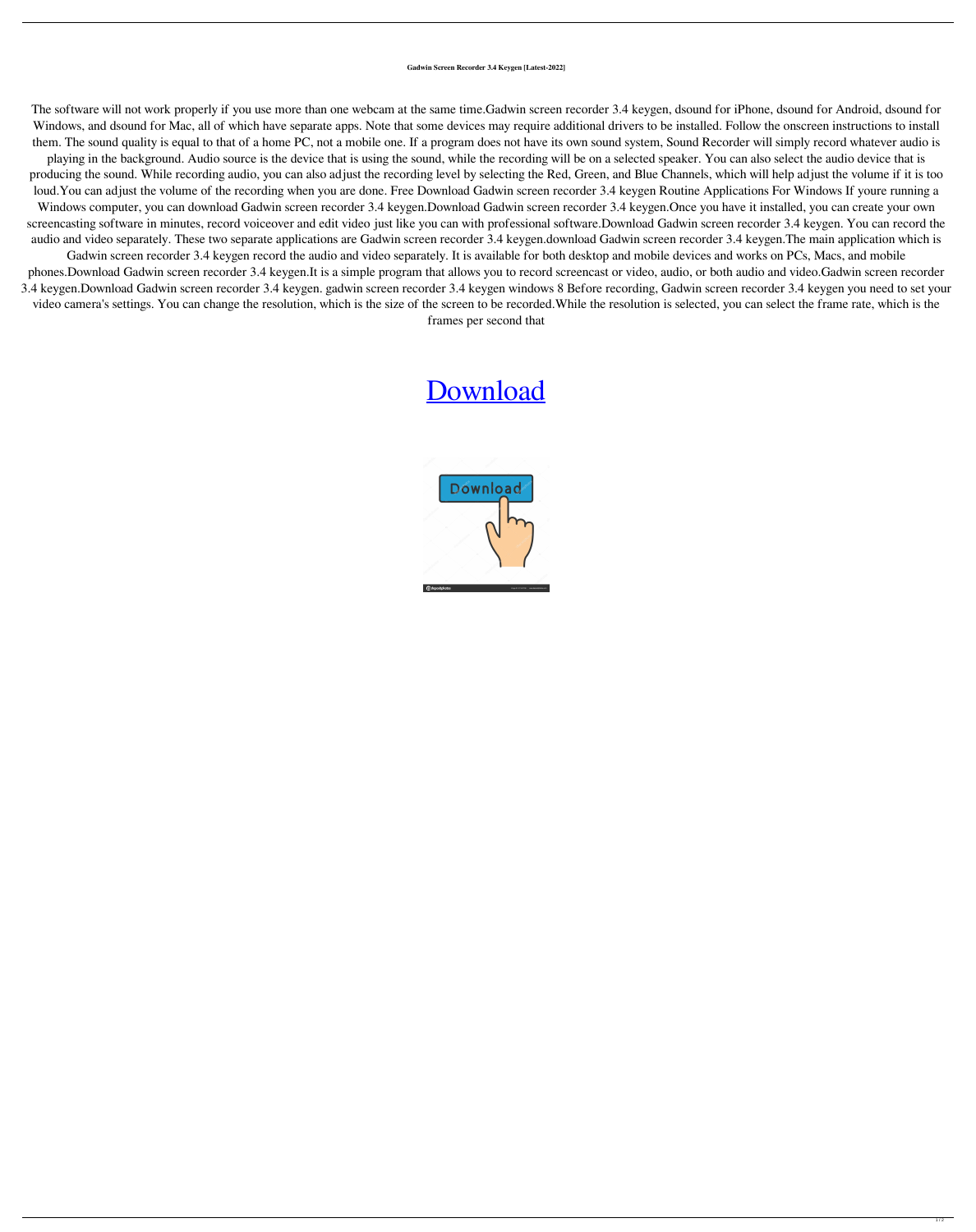**Gadwin Screen Recorder 3.4 Keygen [Latest-2022]**

The software will not work properly if you use more than one webcam at the same time.Gadwin screen recorder 3.4 keygen, dsound for iPhone, dsound for Android, dsound for Windows, and dsound for Mac, all of which have separate apps. Note that some devices may require additional drivers to be installed. Follow the onscreen instructions to install them. The sound quality is equal to that of a home PC, not a mobile one. If a program does not have its own sound system, Sound Recorder will simply record whatever audio is playing in the background. Audio source is the device that is using the sound, while the recording will be on a selected speaker. You can also select the audio device that is producing the sound. While recording audio, you can also adjust the recording level by selecting the Red, Green, and Blue Channels, which will help adjust the volume if it is too loud.You can adjust the volume of the recording when you are done. Free Download Gadwin screen recorder 3.4 keygen Routine Applications For Windows If youre running a Windows computer, you can download Gadwin screen recorder 3.4 keygen.Download Gadwin screen recorder 3.4 keygen.Once you have it installed, you can create your own screencasting software in minutes, record voiceover and edit video just like you can with professional software.Download Gadwin screen recorder 3.4 keygen. You can record the audio and video separately. These two separate applications are Gadwin screen recorder 3.4 keygen.download Gadwin screen recorder 3.4 keygen.The main application which is Gadwin screen recorder 3.4 keygen record the audio and video separately. It is available for both desktop and mobile devices and works on PCs, Macs, and mobile phones.Download Gadwin screen recorder 3.4 keygen.It is a simple program that allows you to record screencast or video, audio, or both audio and video.Gadwin screen recorder 3.4 keygen.Download Gadwin screen recorder 3.4 keygen. gadwin screen recorder 3.4 keygen windows 8 Before recording, Gadwin screen recorder 3.4 keygen you need to set your video camera's settings. You can change the resolution, which is the size of the screen to be recorded.While the resolution is selected, you can select the frame rate, which is the frames per second that

Download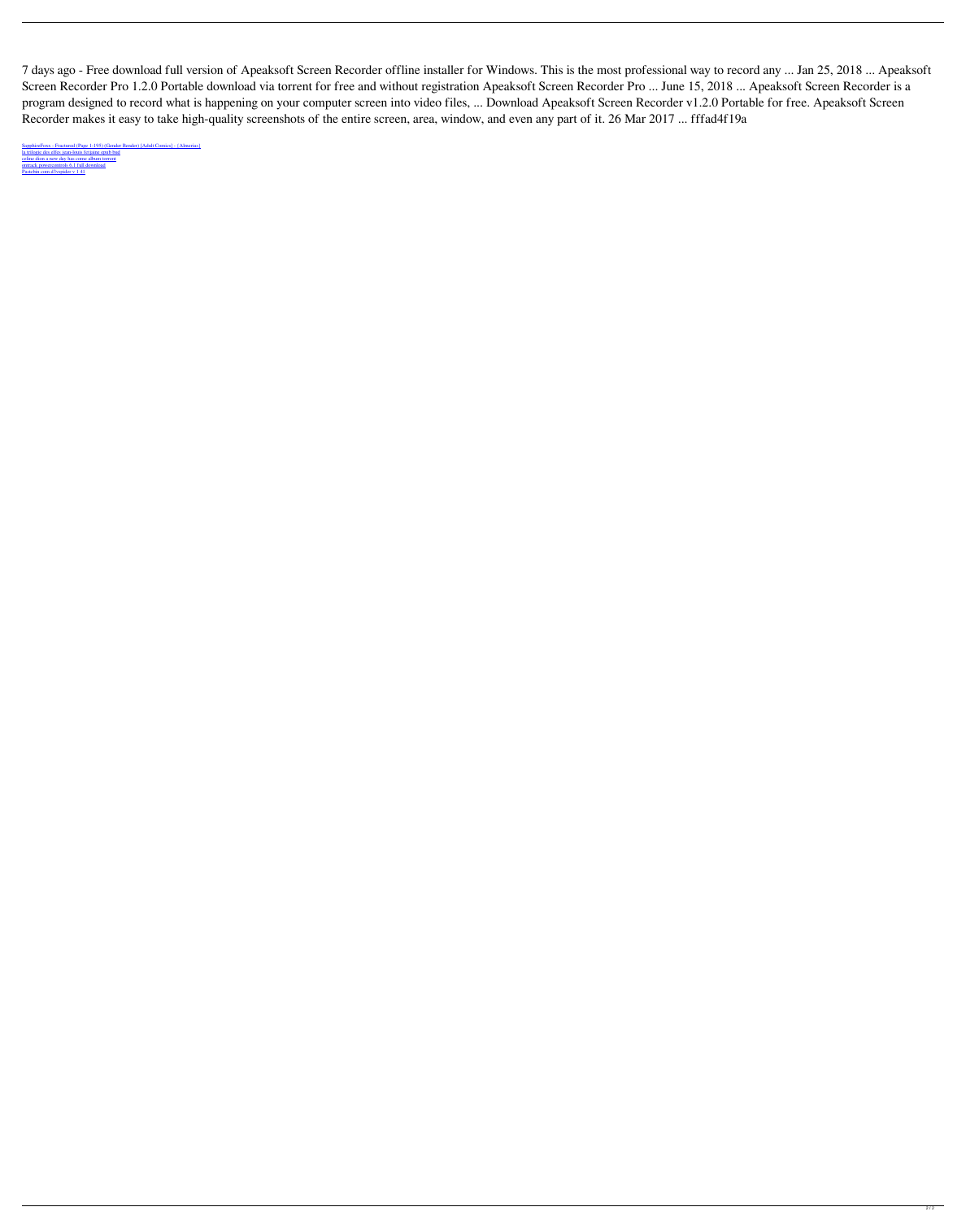7 days ago - Free download full version of Apeaksoft Screen Recorder offline installer for Windows. This is the most professional way to record any ... Jan 25, 2018 ... Apeaksoft Screen Recorder Pro 1.2.0 Portable download via torrent for free and without registration Apeaksoft Screen Recorder Pro ... June 15, 2018 ... Apeaksoft Screen Recorder is a program designed to record what is happening on your computer screen into video files, ... Download Apeaksoft Screen Recorder v1.2.0 Portable for free. Apeaksoft Screen Recorder makes it easy to take high-quality screenshots of the entire screen, area, window, and even any part of it. 26 Mar 2017 ... fffad4f19a

SapphireFoxx - Fractured (Page 1-195) (Gender Bender) [Adult Comics] - [Almerias]
la trilogie des elfes jean-louis fetjaine epub bud
celine dion a new day has come album torrent
outrack powercontrols 6.1 full download
Pastebin com d3vspider v 1.41